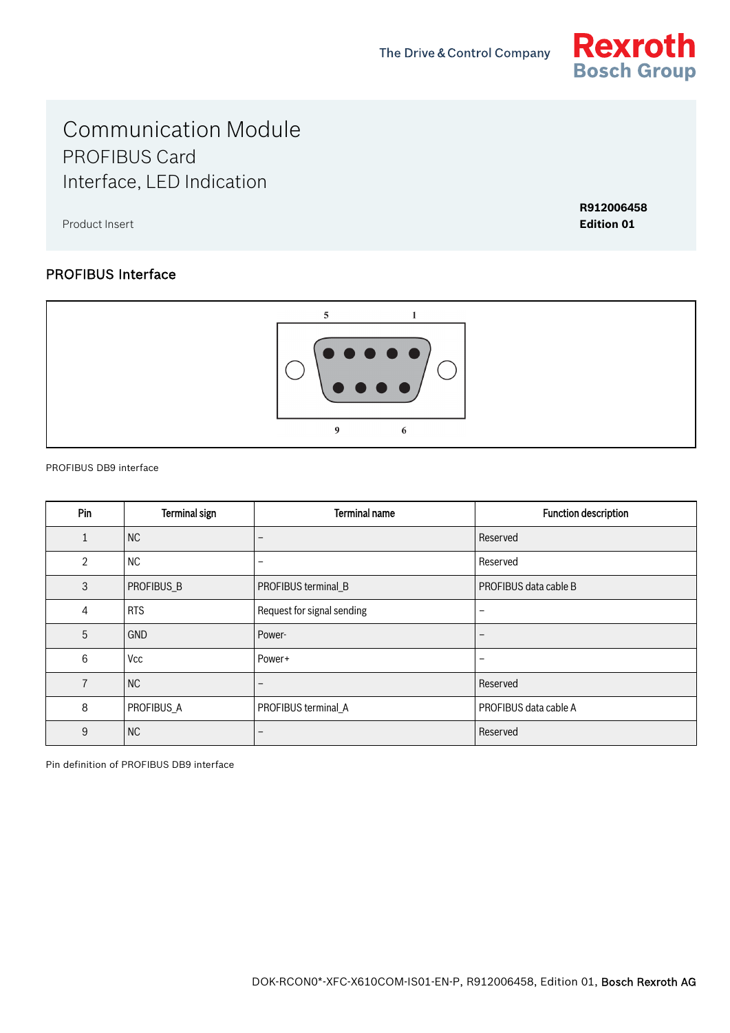# Communication Module

## PROFIBUS Card

## Interface, LED Indication

Product Insert

**R912006458**
**Edition 01**

## PROFIBUS Interface

PROFIBUS DB9 interface

| Pin | Terminal sign | Terminal name | Function description |
|---|---|---|---|
| 1 | NC | – | Reserved |
| 2 | NC | – | Reserved |
| 3 | PROFIBUS_B | PROFIBUS terminal_B | PROFIBUS data cable B |
| 4 | RTS | Request for signal sending | – |
| 5 | GND | Power- | – |
| 6 | Vcc | Power+ | – |
| 7 | NC | – | Reserved |
| 8 | PROFIBUS_A | PROFIBUS terminal_A | PROFIBUS data cable A |
| 9 | NC | – | Reserved |

Pin definition of PROFIBUS DB9 interface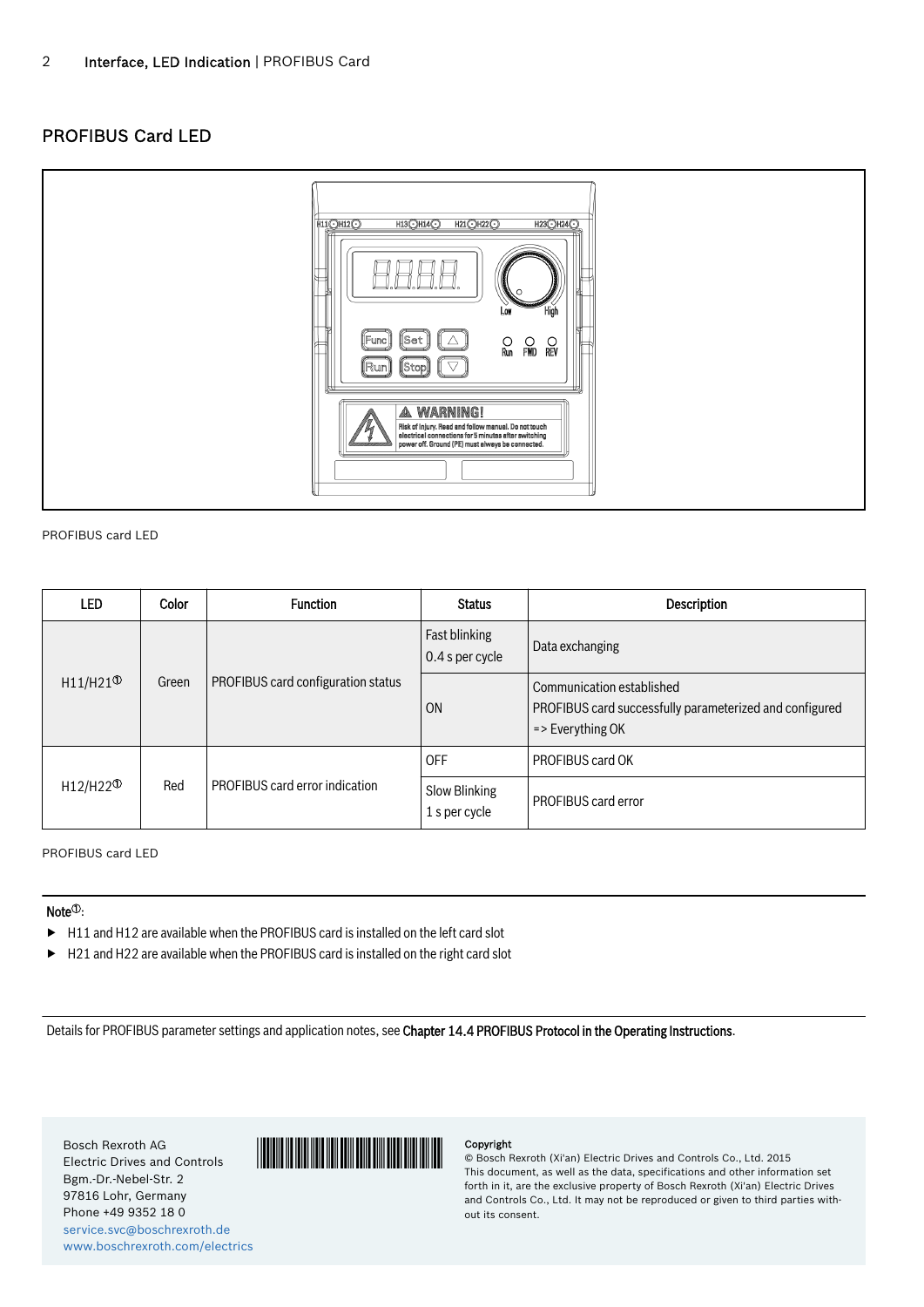## PROFIBUS Card LED

PROFIBUS card LED

| LED | Color | Function | Status | Description |
| --- | --- | --- | --- | --- |
| H11/H21① | Green | PROFIBUS card configuration status | Fast blinking 0.4 s per cycle | Data exchanging |
| | | | ON | Communication established PROFIBUS card successfully parameterized and configured => Everything OK |
| H12/H22① | Red | PROFIBUS card error indication | OFF | PROFIBUS card OK |
| | | | Slow Blinking 1 s per cycle | PROFIBUS card error |

PROFIBUS card LED

**Note①:**

- H11 and H12 are available when the PROFIBUS card is installed on the left card slot
- H21 and H22 are available when the PROFIBUS card is installed on the right card slot

Details for PROFIBUS parameter settings and application notes, see **Chapter 14.4 PROFIBUS Protocol in the Operating Instructions**.

Bosch Rexroth AG
Electric Drives and Controls
Bgm.-Dr.-Nebel-Str. 2
97816 Lohr, Germany
Phone +49 9352 18 0
service.svc@boschrexroth.de
www.boschrexroth.com/electrics

**Copyright**
© Bosch Rexroth (Xi'an) Electric Drives and Controls Co., Ltd. 2015
This document, as well as the data, specifications and other information set forth in it, are the exclusive property of Bosch Rexroth (Xi'an) Electric Drives and Controls Co., Ltd. It may not be reproduced or given to third parties without its consent.